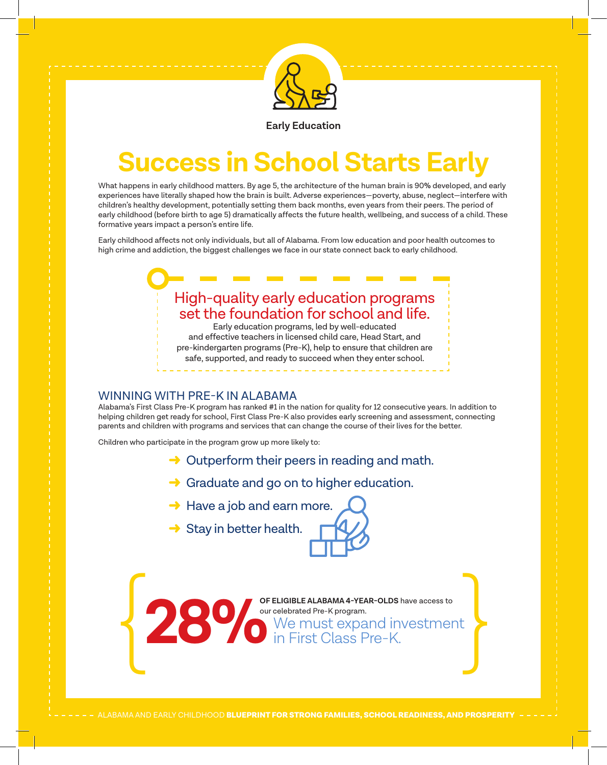Early Education

# Success in School Starts Early

What happens in early childhood matters. By age 5, the architecture of the human brain is 90% developed, and early experiences have literally shaped how the brain is built. Adverse experiences—poverty, abuse, neglect—interfere with children's healthy development, potentially setting them back months, even years from their peers. The period of early childhood (before birth to age 5) dramatically affects the future health, wellbeing, and success of a child. These formative years impact a person's entire life.

Early childhood affects not only individuals, but all of Alabama. From low education and poor health outcomes to high crime and addiction, the biggest challenges we face in our state connect back to early childhood.

## High-quality early education programs set the foundation for school and life.

Early education programs, led by well-educated and effective teachers in licensed child care, Head Start, and pre-kindergarten programs (Pre-K), help to ensure that children are safe, supported, and ready to succeed when they enter school.

## WINNING WITH PRE-K IN ALABAMA

Alabama's First Class Pre-K program has ranked #1 in the nation for quality for 12 consecutive years. In addition to helping children get ready for school, First Class Pre-K also provides early screening and assessment, connecting parents and children with programs and services that can change the course of their lives for the better.

Children who participate in the program grow up more likely to:

- Outperform their peers in reading and math.
- Graduate and go on to higher education.
- Have a job and earn more.
- Stay in better health.

**28%** **OF ELIGIBLE ALABAMA 4-YEAR-OLDS** have access to our celebrated Pre-K program.

We must expand investment in First Class Pre-K.

ALABAMA AND EARLY CHILDHOOD **BLUEPRINT FOR STRONG FAMILIES, SCHOOL READINESS, AND PROSPERITY**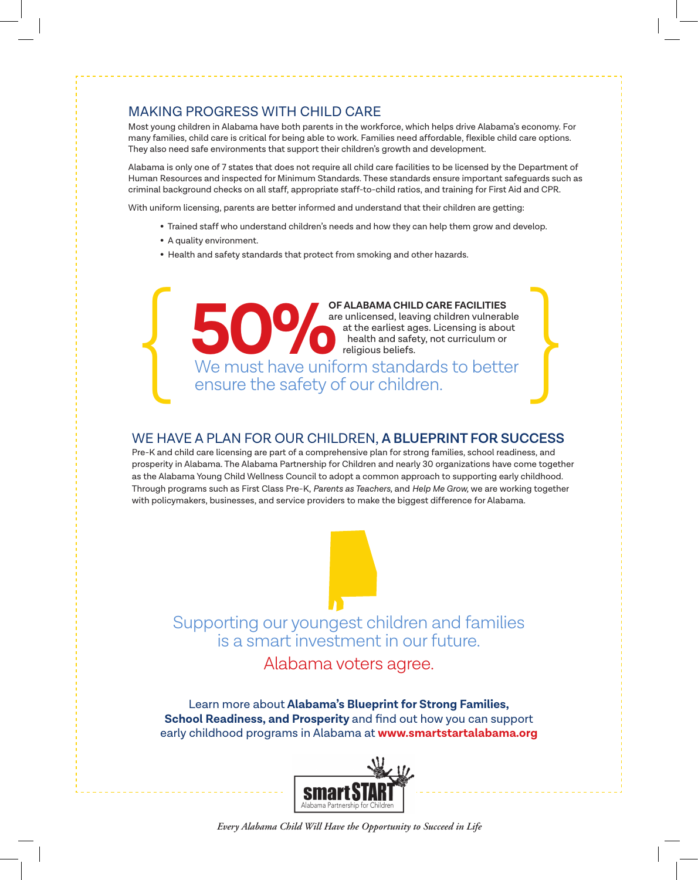## MAKING PROGRESS WITH CHILD CARE

Most young children in Alabama have both parents in the workforce, which helps drive Alabama's economy. For many families, child care is critical for being able to work. Families need affordable, flexible child care options. They also need safe environments that support their children's growth and development.

Alabama is only one of 7 states that does not require all child care facilities to be licensed by the Department of Human Resources and inspected for Minimum Standards. These standards ensure important safeguards such as criminal background checks on all staff, appropriate staff-to-child ratios, and training for First Aid and CPR.

With uniform licensing, parents are better informed and understand that their children are getting:

- Trained staff who understand children's needs and how they can help them grow and develop.
- A quality environment.
- Health and safety standards that protect from smoking and other hazards.

**50%** **OF ALABAMA CHILD CARE FACILITIES** are unlicensed, leaving children vulnerable at the earliest ages. Licensing is about health and safety, not curriculum or religious beliefs.

We must have uniform standards to better ensure the safety of our children.

## WE HAVE A PLAN FOR OUR CHILDREN, **A BLUEPRINT FOR SUCCESS**

Pre-K and child care licensing are part of a comprehensive plan for strong families, school readiness, and prosperity in Alabama. The Alabama Partnership for Children and nearly 30 organizations have come together as the Alabama Young Child Wellness Council to adopt a common approach to supporting early childhood. Through programs such as First Class Pre-K, *Parents as Teachers,* and *Help Me Grow,* we are working together with policymakers, businesses, and service providers to make the biggest difference for Alabama.

Supporting our youngest children and families is a smart investment in our future.

Alabama voters agree.

Learn more about **Alabama's Blueprint for Strong Families, School Readiness, and Prosperity** and find out how you can support early childhood programs in Alabama at **www.smartstartalabama.org**

smart START
Alabama Partnership for Children

*Every Alabama Child Will Have the Opportunity to Succeed in Life*